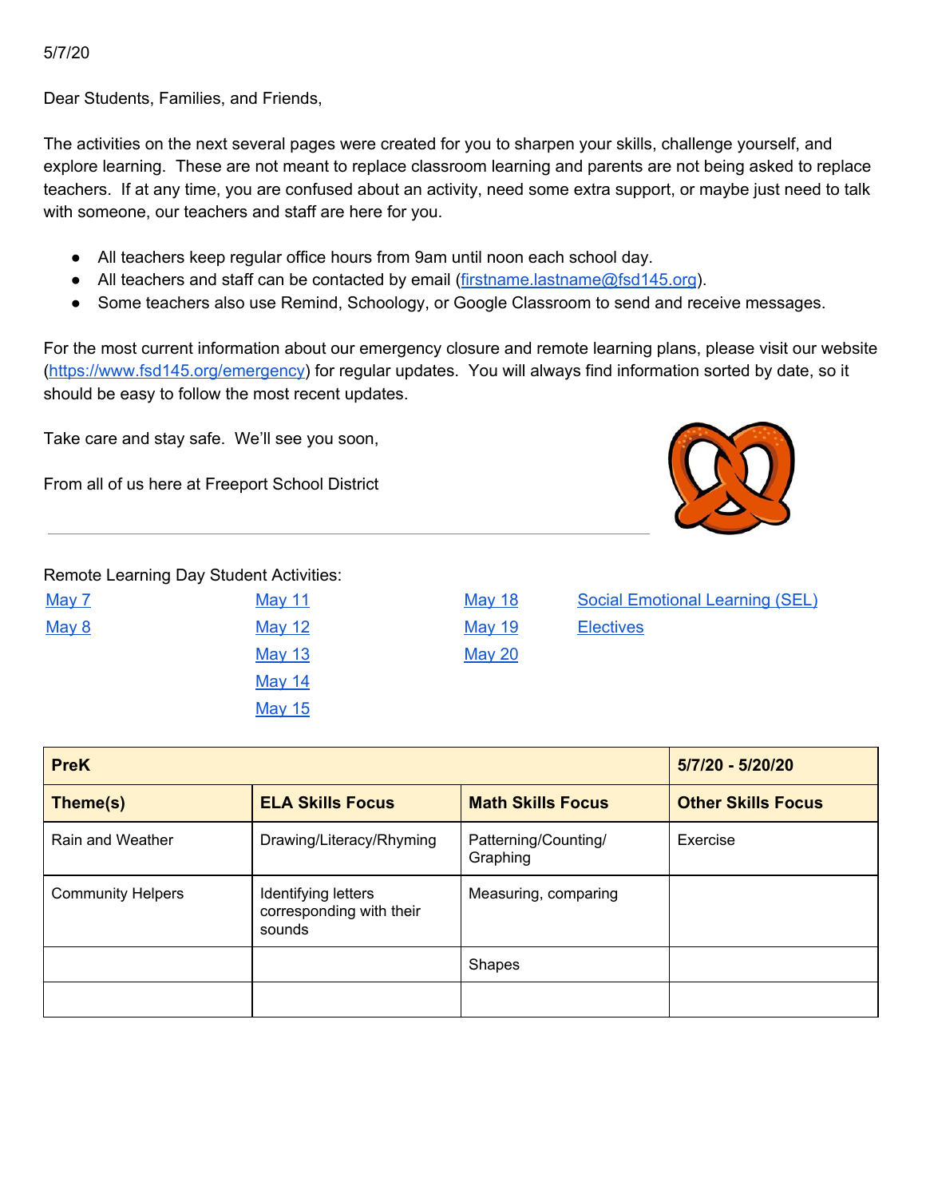5/7/20

Dear Students, Families, and Friends,

The activities on the next several pages were created for you to sharpen your skills, challenge yourself, and explore learning. These are not meant to replace classroom learning and parents are not being asked to replace teachers. If at any time, you are confused about an activity, need some extra support, or maybe just need to talk with someone, our teachers and staff are here for you.

- All teachers keep regular office hours from 9am until noon each school day.
- All teachers and staff can be contacted by email (firstname.lastname@fsd145.org).
- Some teachers also use Remind, Schoology, or Google Classroom to send and receive messages.

For the most current information about our emergency closure and remote learning plans, please visit our website (https://www.fsd145.org/emergency) for regular updates. You will always find information sorted by date, so it should be easy to follow the most recent updates.

Take care and stay safe. We'll see you soon,

From all of us here at Freeport School District

---

Remote Learning Day Student Activities:

- May 7
- May 8
- May 11
- May 12
- May 13
- May 14
- May 15
- May 18
- May 19
- May 20
- Social Emotional Learning (SEL)
- Electives

| **PreK** | | | **5/7/20 - 5/20/20** |
|---|---|---|---|
| **Theme(s)** | **ELA Skills Focus** | **Math Skills Focus** | **Other Skills Focus** |
| Rain and Weather | Drawing/Literacy/Rhyming | Patterning/Counting/ Graphing | Exercise |
| Community Helpers | Identifying letters corresponding with their sounds | Measuring, comparing | |
| | | Shapes | |
| | | | |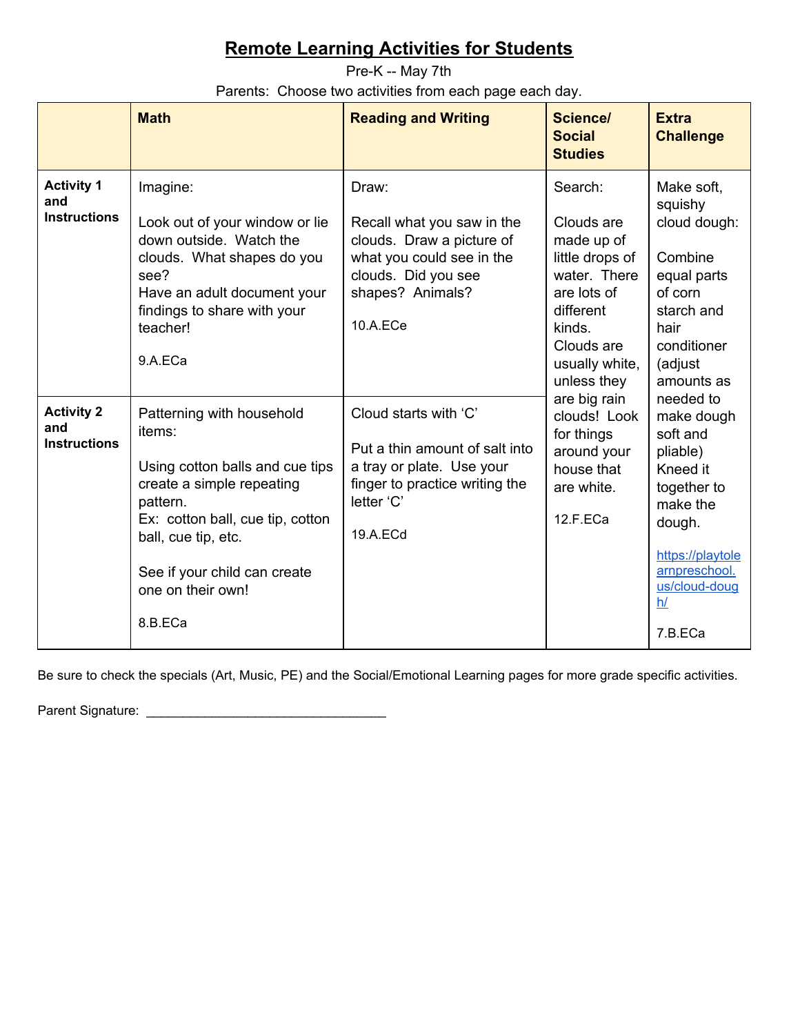# Remote Learning Activities for Students

Pre-K -- May 7th

Parents: Choose two activities from each page each day.

| | Math | Reading and Writing | Science/ Social Studies | Extra Challenge |
|---|---|---|---|---|
| **Activity 1 and Instructions** | Imagine:<br><br>Look out of your window or lie down outside. Watch the clouds. What shapes do you see?<br>Have an adult document your findings to share with your teacher!<br><br>9.A.ECa | Draw:<br><br>Recall what you saw in the clouds. Draw a picture of what you could see in the clouds. Did you see shapes? Animals?<br><br>10.A.ECe | Search:<br><br>Clouds are made up of little drops of water. There are lots of different kinds. Clouds are usually white, unless they are big rain clouds! Look for things around your house that are white.<br><br>12.F.ECa | Make soft, squishy cloud dough:<br><br>Combine equal parts of corn starch and hair conditioner (adjust amounts as needed to make dough soft and pliable) Kneed it together to make the dough.<br><br>https://playtolearnpreschool.us/cloud-dough/<br><br>7.B.ECa |
| **Activity 2 and Instructions** | Patterning with household items:<br><br>Using cotton balls and cue tips create a simple repeating pattern.<br>Ex: cotton ball, cue tip, cotton ball, cue tip, etc.<br><br>See if your child can create one on their own!<br><br>8.B.ECa | Cloud starts with 'C'<br><br>Put a thin amount of salt into a tray or plate. Use your finger to practice writing the letter 'C'<br><br>19.A.ECd | | |

Be sure to check the specials (Art, Music, PE) and the Social/Emotional Learning pages for more grade specific activities.

Parent Signature: _________________________________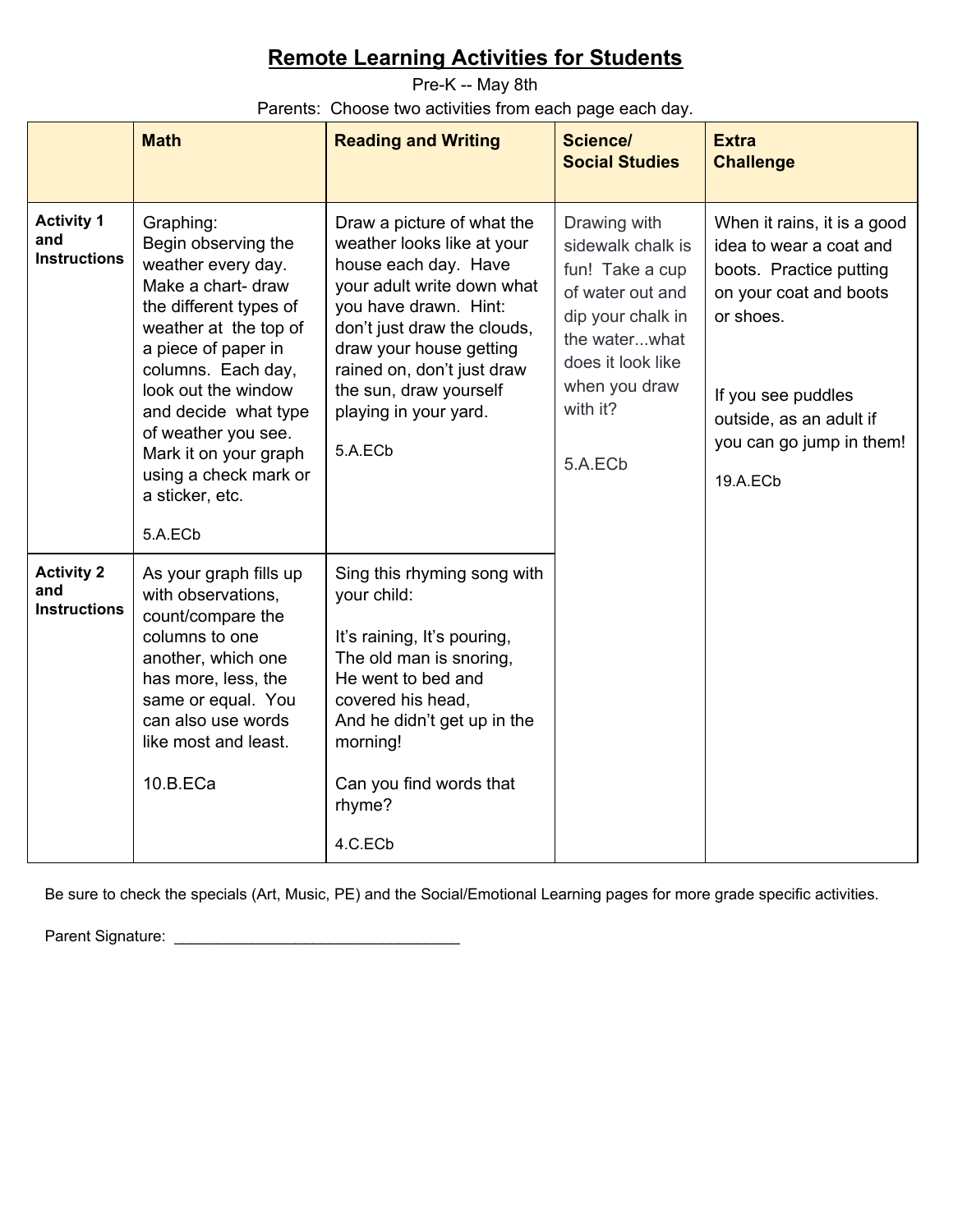# Remote Learning Activities for Students

Pre-K -- May 8th

Parents: Choose two activities from each page each day.

| | **Math** | **Reading and Writing** | **Science/ Social Studies** | **Extra Challenge** |
|---|---|---|---|---|
| **Activity 1 and Instructions** | Graphing: Begin observing the weather every day. Make a chart- draw the different types of weather at the top of a piece of paper in columns. Each day, look out the window and decide what type of weather you see. Mark it on your graph using a check mark or a sticker, etc.<br><br>5.A.ECb | Draw a picture of what the weather looks like at your house each day. Have your adult write down what you have drawn. Hint: don't just draw the clouds, draw your house getting rained on, don't just draw the sun, draw yourself playing in your yard.<br><br>5.A.ECb | Drawing with sidewalk chalk is fun! Take a cup of water out and dip your chalk in the water...what does it look like when you draw with it?<br><br>5.A.ECb | When it rains, it is a good idea to wear a coat and boots. Practice putting on your coat and boots or shoes.<br><br>If you see puddles outside, as an adult if you can go jump in them!<br><br>19.A.ECb |
| **Activity 2 and Instructions** | As your graph fills up with observations, count/compare the columns to one another, which one has more, less, the same or equal. You can also use words like most and least.<br><br>10.B.ECa | Sing this rhyming song with your child:<br><br>It's raining, It's pouring,<br>The old man is snoring,<br>He went to bed and covered his head,<br>And he didn't get up in the morning!<br><br>Can you find words that rhyme?<br><br>4.C.ECb | | |

Be sure to check the specials (Art, Music, PE) and the Social/Emotional Learning pages for more grade specific activities.

Parent Signature: ___________________________________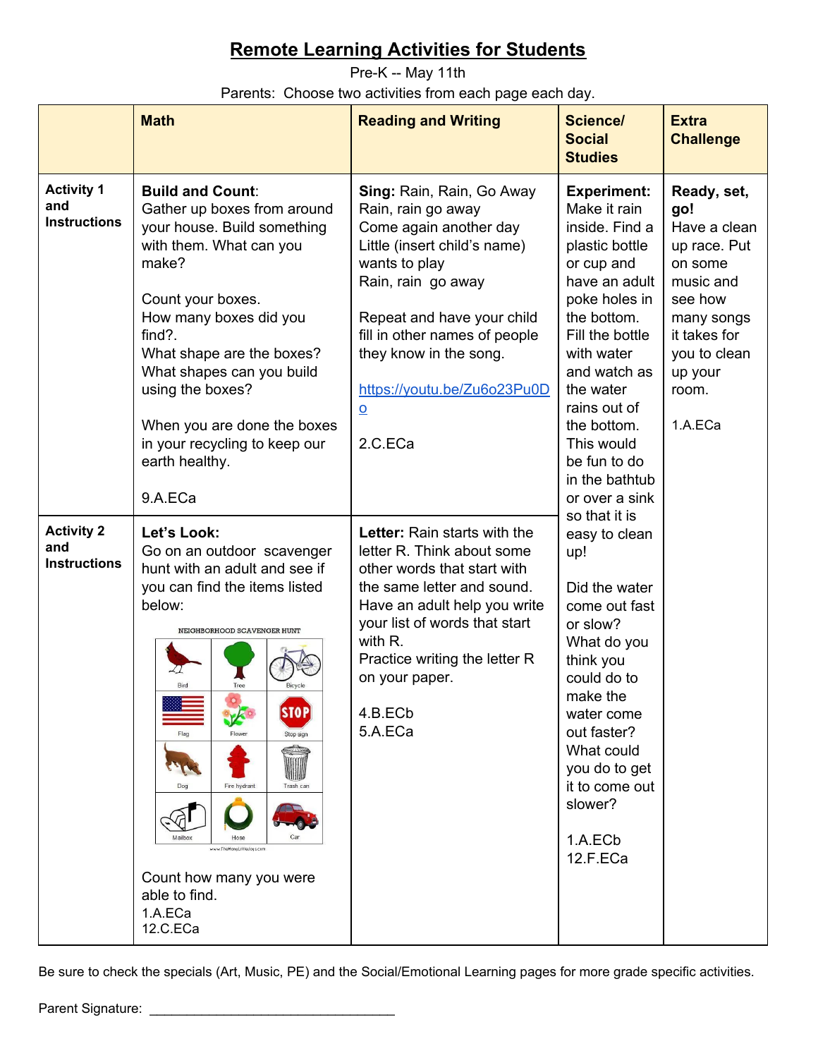# Remote Learning Activities for Students

Pre-K -- May 11th

Parents: Choose two activities from each page each day.

| | Math | Reading and Writing | Science/ Social Studies | Extra Challenge |
|---|---|---|---|---|
| **Activity 1 and Instructions** | **Build and Count**: Gather up boxes from around your house. Build something with them. What can you make?<br><br>Count your boxes.<br>How many boxes did you find?.<br>What shape are the boxes?<br>What shapes can you build using the boxes?<br><br>When you are done the boxes in your recycling to keep our earth healthy.<br><br>9.A.ECa | **Sing:** Rain, Rain, Go Away<br>Rain, rain go away<br>Come again another day<br>Little (insert child's name) wants to play<br>Rain, rain go away<br><br>Repeat and have your child fill in other names of people they know in the song.<br><br>https://youtu.be/Zu6o23Pu0Do<br><br>2.C.ECa | **Experiment:** Make it rain inside. Find a plastic bottle or cup and have an adult poke holes in the bottom. Fill the bottle with water and watch as the water rains out of the bottom. This would be fun to do in the bathtub or over a sink so that it is easy to clean up!<br><br>Did the water come out fast or slow? What do you think you could do to make the water come out faster? What could you do to get it to come out slower?<br><br>1.A.ECb<br>12.F.ECa | **Ready, set, go!** Have a clean up race. Put on some music and see how many songs it takes for you to clean up your room.<br><br>1.A.ECa |
| **Activity 2 and Instructions** | **Let's Look:** Go on an outdoor scavenger hunt with an adult and see if you can find the items listed below:<br><br>NEIGHBORHOOD SCAVENGER HUNT<br>Bird, Tree, Bicycle, Flag, Flower, Stop sign, Dog, Fire hydrant, Trash can, Mailbox, Hose, Car<br><br>Count how many you were able to find.<br>1.A.ECa<br>12.C.ECa | **Letter:** Rain starts with the letter R. Think about some other words that start with the same letter and sound. Have an adult help you write your list of words that start with R.<br>Practice writing the letter R on your paper.<br><br>4.B.ECb<br>5.A.ECa | | |

Be sure to check the specials (Art, Music, PE) and the Social/Emotional Learning pages for more grade specific activities.

Parent Signature: ___________________________________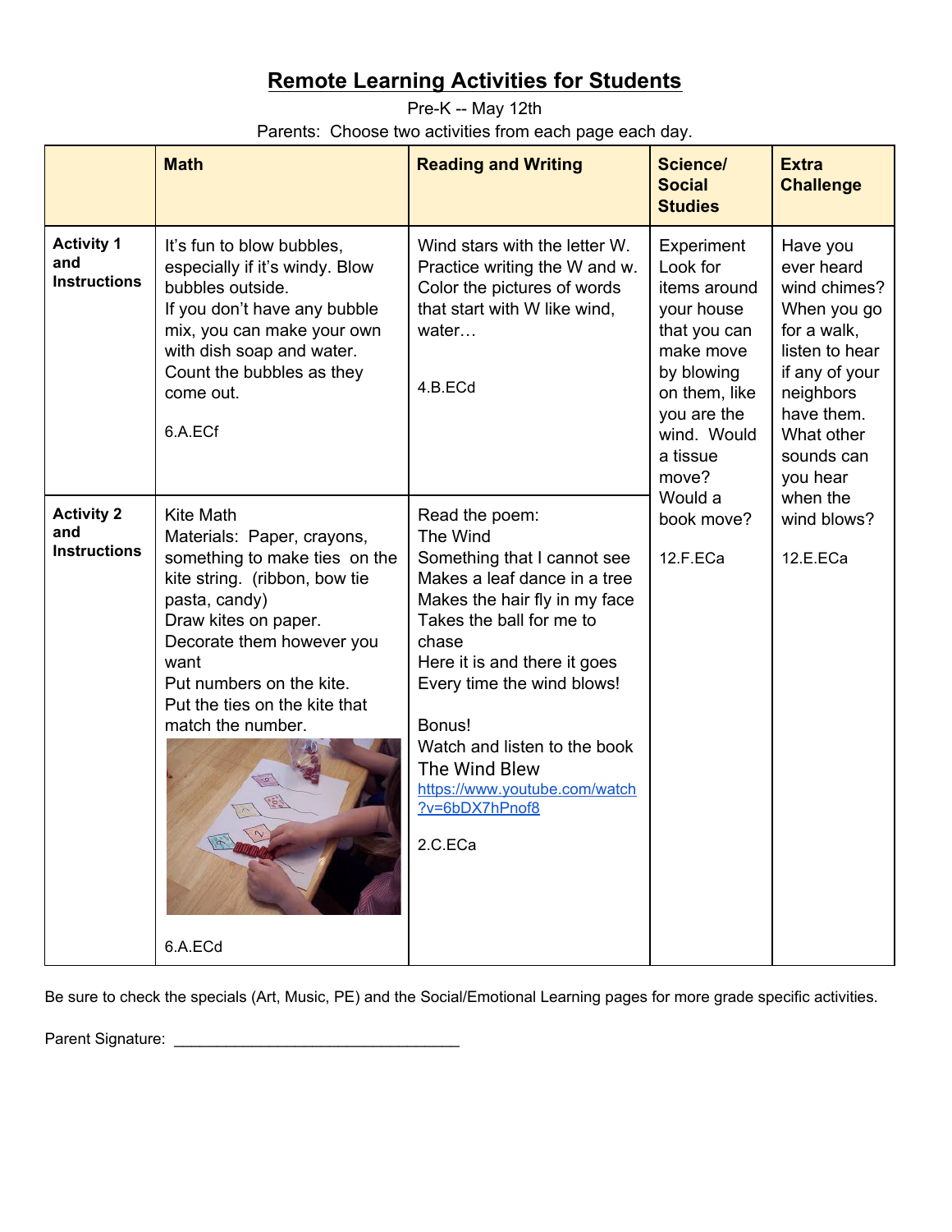# Remote Learning Activities for Students

Pre-K -- May 12th

Parents: Choose two activities from each page each day.

| | Math | Reading and Writing | Science/ Social Studies | Extra Challenge |
|---|---|---|---|---|
| **Activity 1 and Instructions** | It's fun to blow bubbles, especially if it's windy. Blow bubbles outside.<br>If you don't have any bubble mix, you can make your own with dish soap and water.<br>Count the bubbles as they come out.<br><br>6.A.ECf | Wind stars with the letter W.<br>Practice writing the W and w.<br>Color the pictures of words that start with W like wind, water…<br><br>4.B.ECd | Experiment<br>Look for items around your house that you can make move by blowing on them, like you are the wind. Would a tissue move? Would a book move?<br><br>12.F.ECa | Have you ever heard wind chimes? When you go for a walk, listen to hear if any of your neighbors have them. What other sounds can you hear when the wind blows?<br><br>12.E.ECa |
| **Activity 2 and Instructions** | Kite Math<br>Materials: Paper, crayons, something to make ties on the kite string. (ribbon, bow tie pasta, candy)<br>Draw kites on paper.<br>Decorate them however you want<br>Put numbers on the kite.<br>Put the ties on the kite that match the number.<br><br>6.A.ECd | Read the poem:<br>The Wind<br>Something that I cannot see<br>Makes a leaf dance in a tree<br>Makes the hair fly in my face<br>Takes the ball for me to chase<br>Here it is and there it goes<br>Every time the wind blows!<br><br>Bonus!<br>Watch and listen to the book The Wind Blew<br>https://www.youtube.com/watch?v=6bDX7hPnof8<br><br>2.C.ECa | | |

Be sure to check the specials (Art, Music, PE) and the Social/Emotional Learning pages for more grade specific activities.

Parent Signature: ________________________________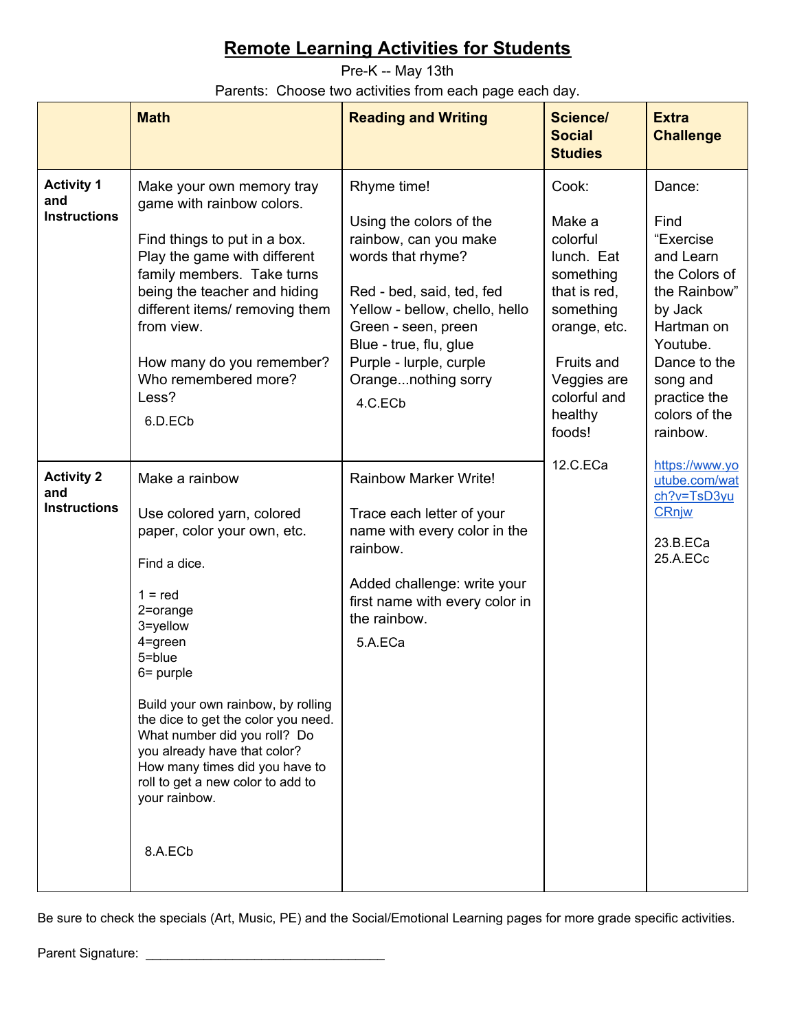# Remote Learning Activities for Students

Pre-K -- May 13th

Parents: Choose two activities from each page each day.

| | Math | Reading and Writing | Science/ Social Studies | Extra Challenge |
|---|---|---|---|---|
| **Activity 1 and Instructions** | Make your own memory tray game with rainbow colors.<br><br>Find things to put in a box. Play the game with different family members. Take turns being the teacher and hiding different items/ removing them from view.<br><br>How many do you remember? Who remembered more? Less?<br><br>6.D.ECb | Rhyme time!<br><br>Using the colors of the rainbow, can you make words that rhyme?<br><br>Red - bed, said, ted, fed<br>Yellow - bellow, chello, hello<br>Green - seen, preen<br>Blue - true, flu, glue<br>Purple - lurple, curple<br>Orange...nothing sorry<br><br>4.C.ECb | Cook:<br><br>Make a colorful lunch. Eat something that is red, something orange, etc.<br><br>Fruits and Veggies are colorful and healthy foods!<br><br>12.C.ECa | Dance:<br><br>Find "Exercise and Learn the Colors of the Rainbow" by Jack Hartman on Youtube. Dance to the song and practice the colors of the rainbow.<br><br>https://www.youtube.com/watch?v=TsD3yuCRnjw<br><br>23.B.ECa<br>25.A.ECc |
| **Activity 2 and Instructions** | Make a rainbow<br><br>Use colored yarn, colored paper, color your own, etc.<br><br>Find a dice.<br><br>1 = red<br>2=orange<br>3=yellow<br>4=green<br>5=blue<br>6= purple<br><br>Build your own rainbow, by rolling the dice to get the color you need. What number did you roll? Do you already have that color? How many times did you have to roll to get a new color to add to your rainbow.<br><br>8.A.ECb | Rainbow Marker Write!<br><br>Trace each letter of your name with every color in the rainbow.<br><br>Added challenge: write your first name with every color in the rainbow.<br><br>5.A.ECa | | |

Be sure to check the specials (Art, Music, PE) and the Social/Emotional Learning pages for more grade specific activities.

Parent Signature: ________________________________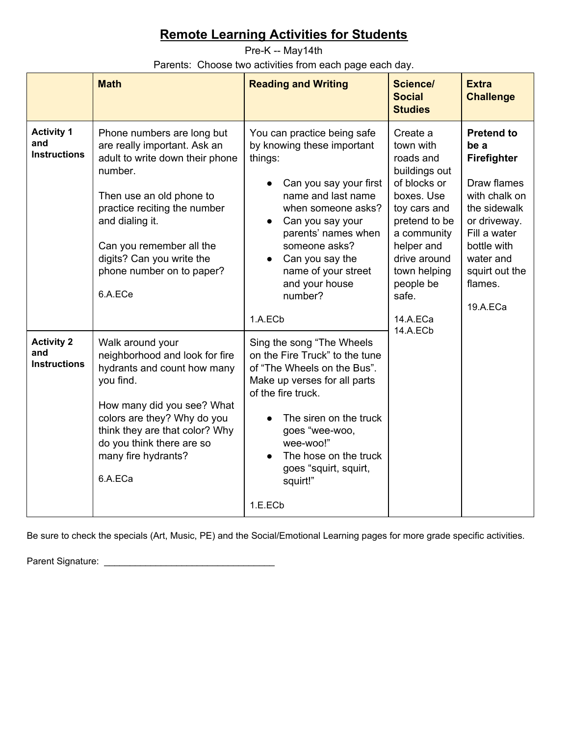# Remote Learning Activities for Students

Pre-K -- May14th

Parents: Choose two activities from each page each day.

| | Math | Reading and Writing | Science/ Social Studies | Extra Challenge |
|---|---|---|---|---|
| **Activity 1 and Instructions** | Phone numbers are long but are really important. Ask an adult to write down their phone number.<br><br>Then use an old phone to practice reciting the number and dialing it.<br><br>Can you remember all the digits? Can you write the phone number on to paper?<br><br>6.A.ECe | You can practice being safe by knowing these important things:<br><br>• Can you say your first name and last name when someone asks?<br>• Can you say your parents' names when someone asks?<br>• Can you say the name of your street and your house number?<br><br>1.A.ECb | Create a town with roads and buildings out of blocks or boxes. Use toy cars and pretend to be a community helper and drive around town helping people be safe.<br><br>14.A.ECa<br>14.A.ECb | **Pretend to be a Firefighter**<br><br>Draw flames with chalk on the sidewalk or driveway. Fill a water bottle with water and squirt out the flames.<br><br>19.A.ECa |
| **Activity 2 and Instructions** | Walk around your neighborhood and look for fire hydrants and count how many you find.<br><br>How many did you see? What colors are they? Why do you think they are that color? Why do you think there are so many fire hydrants?<br><br>6.A.ECa | Sing the song "The Wheels on the Fire Truck" to the tune of "The Wheels on the Bus". Make up verses for all parts of the fire truck.<br><br>• The siren on the truck goes "wee-woo, wee-woo!"<br>• The hose on the truck goes "squirt, squirt, squirt!"<br><br>1.E.ECb | | |

Be sure to check the specials (Art, Music, PE) and the Social/Emotional Learning pages for more grade specific activities.

Parent Signature: ___________________________________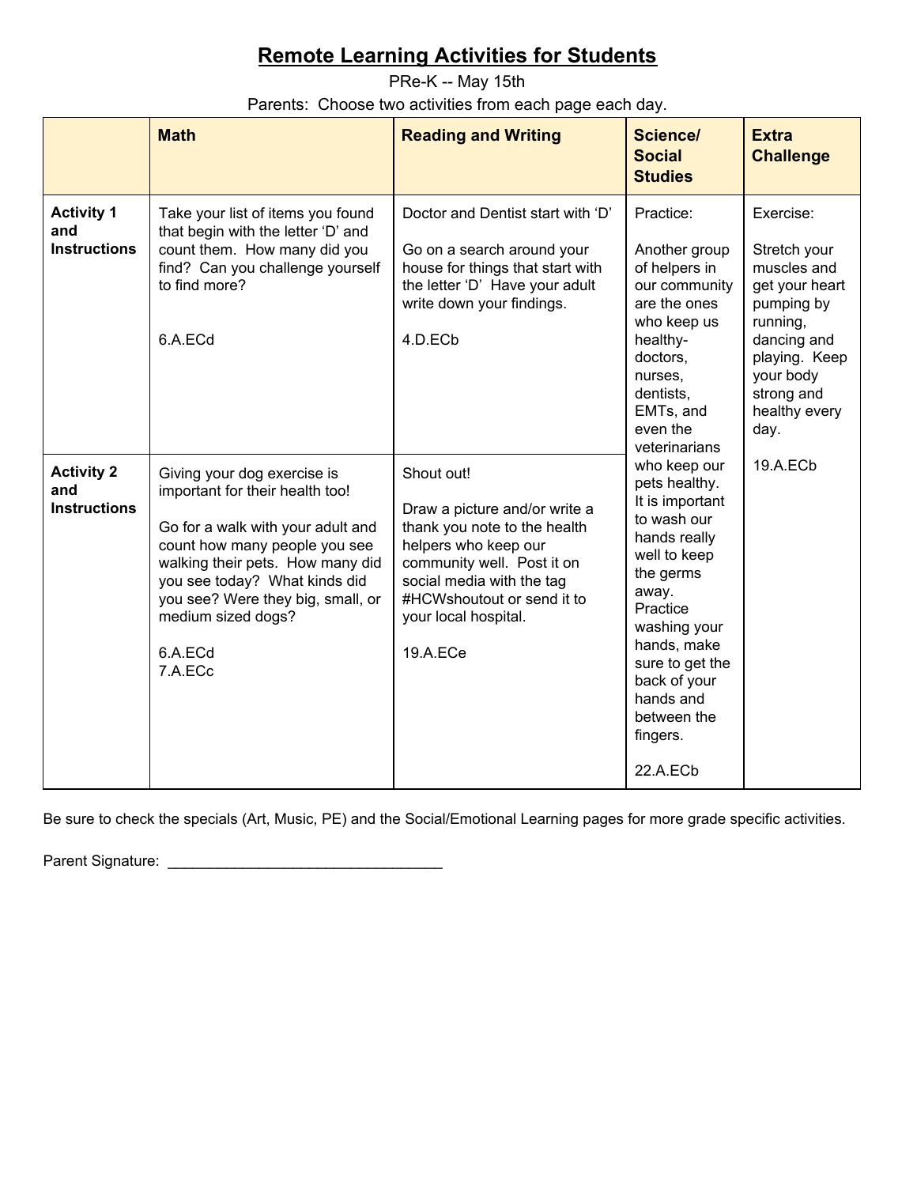# Remote Learning Activities for Students

PRe-K -- May 15th

Parents: Choose two activities from each page each day.

| | **Math** | **Reading and Writing** | **Science/ Social Studies** | **Extra Challenge** |
|---|---|---|---|---|
| **Activity 1 and Instructions** | Take your list of items you found that begin with the letter 'D' and count them. How many did you find? Can you challenge yourself to find more?<br><br>6.A.ECd | Doctor and Dentist start with 'D'<br><br>Go on a search around your house for things that start with the letter 'D' Have your adult write down your findings.<br><br>4.D.ECb | Practice:<br><br>Another group of helpers in our community are the ones who keep us healthy- doctors, nurses, dentists, EMTs, and even the veterinarians who keep our pets healthy. It is important to wash our hands really well to keep the germs away. Practice washing your hands, make sure to get the back of your hands and between the fingers.<br><br>22.A.ECb | Exercise:<br><br>Stretch your muscles and get your heart pumping by running, dancing and playing. Keep your body strong and healthy every day.<br><br>19.A.ECb |
| **Activity 2 and Instructions** | Giving your dog exercise is important for their health too!<br><br>Go for a walk with your adult and count how many people you see walking their pets. How many did you see today? What kinds did you see? Were they big, small, or medium sized dogs?<br><br>6.A.ECd<br>7.A.ECc | Shout out!<br><br>Draw a picture and/or write a thank you note to the health helpers who keep our community well. Post it on social media with the tag #HCWshoutout or send it to your local hospital.<br><br>19.A.ECe | | |

Be sure to check the specials (Art, Music, PE) and the Social/Emotional Learning pages for more grade specific activities.

Parent Signature: _________________________________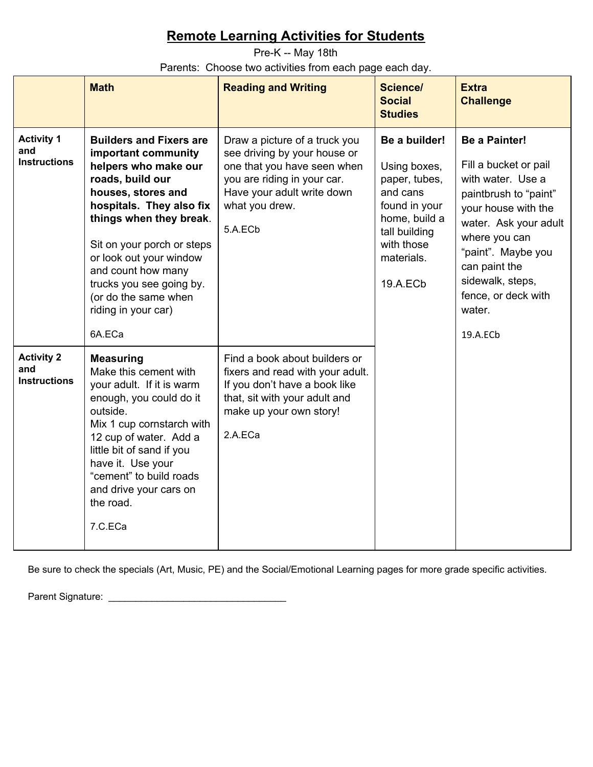# Remote Learning Activities for Students

Pre-K -- May 18th

Parents: Choose two activities from each page each day.

| | Math | Reading and Writing | Science/ Social Studies | Extra Challenge |
|---|---|---|---|---|
| **Activity 1 and Instructions** | **Builders and Fixers are important community helpers who make our roads, build our houses, stores and hospitals. They also fix things when they break**.<br><br>Sit on your porch or steps or look out your window and count how many trucks you see going by. (or do the same when riding in your car)<br><br>6A.ECa | Draw a picture of a truck you see driving by your house or one that you have seen when you are riding in your car. Have your adult write down what you drew.<br><br>5.A.ECb | **Be a builder!**<br><br>Using boxes, paper, tubes, and cans found in your home, build a tall building with those materials.<br><br>19.A.ECb | **Be a Painter!**<br><br>Fill a bucket or pail with water. Use a paintbrush to "paint" your house with the water. Ask your adult where you can "paint". Maybe you can paint the sidewalk, steps, fence, or deck with water.<br><br>19.A.ECb |
| **Activity 2 and Instructions** | **Measuring**<br>Make this cement with your adult. If it is warm enough, you could do it outside.<br>Mix 1 cup cornstarch with 12 cup of water. Add a little bit of sand if you have it. Use your "cement" to build roads and drive your cars on the road.<br><br>7.C.ECa | Find a book about builders or fixers and read with your adult. If you don't have a book like that, sit with your adult and make up your own story!<br><br>2.A.ECa | | |

Be sure to check the specials (Art, Music, PE) and the Social/Emotional Learning pages for more grade specific activities.

Parent Signature: ________________________________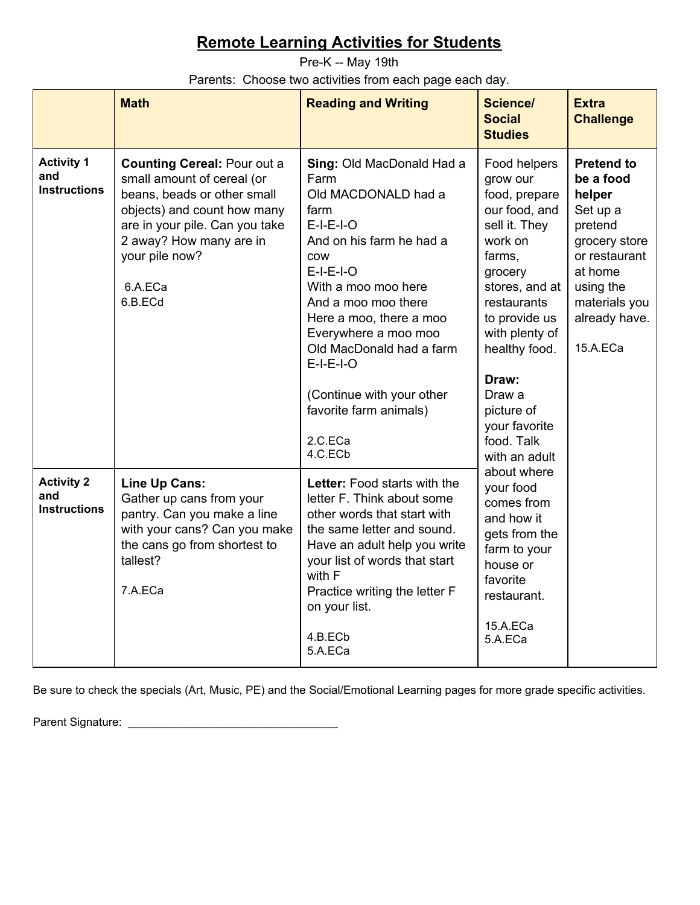# Remote Learning Activities for Students

Pre-K -- May 19th

Parents: Choose two activities from each page each day.

| | Math | Reading and Writing | Science/ Social Studies | Extra Challenge |
|---|---|---|---|---|
| **Activity 1 and Instructions** | **Counting Cereal:** Pour out a small amount of cereal (or beans, beads or other small objects) and count how many are in your pile. Can you take 2 away? How many are in your pile now?<br><br>6.A.ECa<br>6.B.ECd | **Sing:** Old MacDonald Had a Farm<br>Old MACDONALD had a farm<br>E-I-E-I-O<br>And on his farm he had a cow<br>E-I-E-I-O<br>With a moo moo here<br>And a moo moo there<br>Here a moo, there a moo<br>Everywhere a moo moo<br>Old MacDonald had a farm<br>E-I-E-I-O<br><br>(Continue with your other favorite farm animals)<br><br>2.C.ECa<br>4.C.ECb | Food helpers grow our food, prepare our food, and sell it. They work on farms, grocery stores, and at restaurants to provide us with plenty of healthy food.<br><br>**Draw:** Draw a picture of your favorite food. Talk with an adult about where your food comes from and how it gets from the farm to your house or favorite restaurant.<br><br>15.A.ECa<br>5.A.ECa | **Pretend to be a food helper** Set up a pretend grocery store or restaurant at home using the materials you already have.<br><br>15.A.ECa |
| **Activity 2 and Instructions** | **Line Up Cans:** Gather up cans from your pantry. Can you make a line with your cans? Can you make the cans go from shortest to tallest?<br><br>7.A.ECa | **Letter:** Food starts with the letter F. Think about some other words that start with the same letter and sound. Have an adult help you write your list of words that start with F<br>Practice writing the letter F on your list.<br><br>4.B.ECb<br>5.A.ECa | | |

Be sure to check the specials (Art, Music, PE) and the Social/Emotional Learning pages for more grade specific activities.

Parent Signature: ________________________________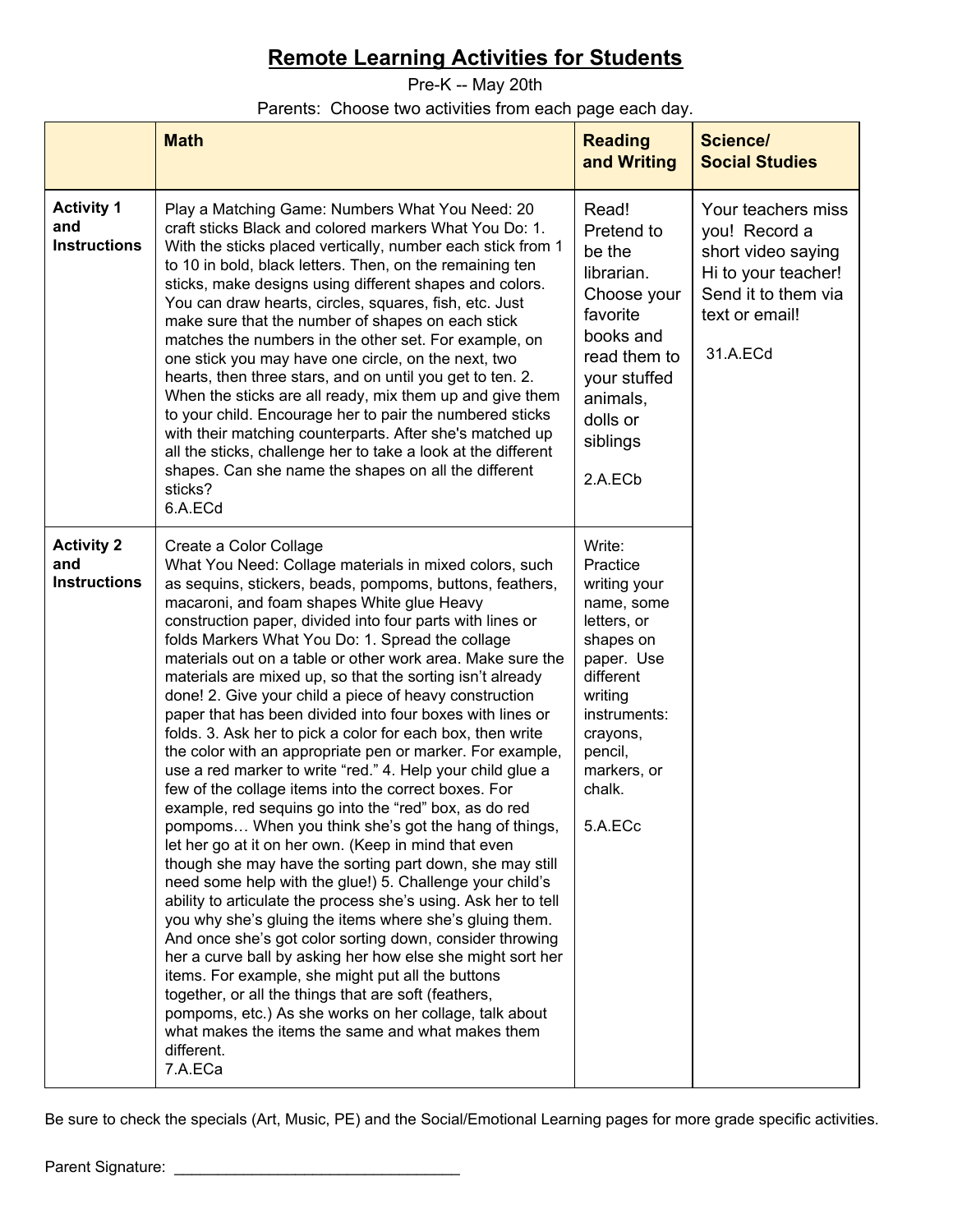# Remote Learning Activities for Students

Pre-K -- May 20th

Parents: Choose two activities from each page each day.

| | **Math** | **Reading and Writing** | **Science/ Social Studies** |
|---|---|---|---|
| **Activity 1 and Instructions** | Play a Matching Game: Numbers What You Need: 20 craft sticks Black and colored markers What You Do: 1. With the sticks placed vertically, number each stick from 1 to 10 in bold, black letters. Then, on the remaining ten sticks, make designs using different shapes and colors. You can draw hearts, circles, squares, fish, etc. Just make sure that the number of shapes on each stick matches the numbers in the other set. For example, on one stick you may have one circle, on the next, two hearts, then three stars, and on until you get to ten. 2. When the sticks are all ready, mix them up and give them to your child. Encourage her to pair the numbered sticks with their matching counterparts. After she's matched up all the sticks, challenge her to take a look at the different shapes. Can she name the shapes on all the different sticks?<br>6.A.ECd | Read! Pretend to be the librarian. Choose your favorite books and read them to your stuffed animals, dolls or siblings<br><br>2.A.ECb | Your teachers miss you! Record a short video saying Hi to your teacher! Send it to them via text or email!<br><br>31.A.ECd |
| **Activity 2 and Instructions** | Create a Color Collage<br>What You Need: Collage materials in mixed colors, such as sequins, stickers, beads, pompoms, buttons, feathers, macaroni, and foam shapes White glue Heavy construction paper, divided into four parts with lines or folds Markers What You Do: 1. Spread the collage materials out on a table or other work area. Make sure the materials are mixed up, so that the sorting isn't already done! 2. Give your child a piece of heavy construction paper that has been divided into four boxes with lines or folds. 3. Ask her to pick a color for each box, then write the color with an appropriate pen or marker. For example, use a red marker to write "red." 4. Help your child glue a few of the collage items into the correct boxes. For example, red sequins go into the "red" box, as do red pompoms… When you think she's got the hang of things, let her go at it on her own. (Keep in mind that even though she may have the sorting part down, she may still need some help with the glue!) 5. Challenge your child's ability to articulate the process she's using. Ask her to tell you why she's gluing the items where she's gluing them. And once she's got color sorting down, consider throwing her a curve ball by asking her how else she might sort her items. For example, she might put all the buttons together, or all the things that are soft (feathers, pompoms, etc.) As she works on her collage, talk about what makes the items the same and what makes them different.<br>7.A.ECa | Write: Practice writing your name, some letters, or shapes on paper. Use different writing instruments: crayons, pencil, markers, or chalk.<br><br>5.A.ECc | |

Be sure to check the specials (Art, Music, PE) and the Social/Emotional Learning pages for more grade specific activities.

Parent Signature: ___________________________________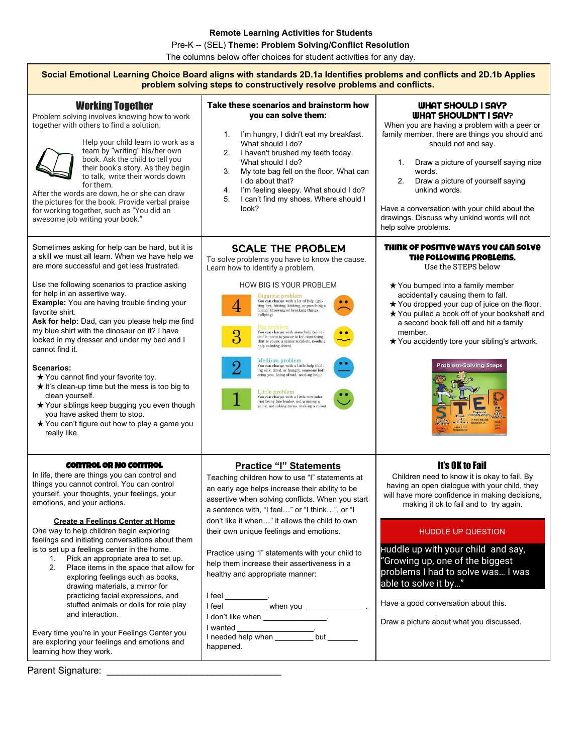**Remote Learning Activities for Students**

Pre-K -- (SEL) **Theme: Problem Solving/Conflict Resolution**

The columns below offer choices for student activities for any day.

**Social Emotional Learning Choice Board aligns with standards 2D.1a Identifies problems and conflicts and 2D.1b Applies problem solving steps to constructively resolve problems and conflicts.**

## Working Together

Problem solving involves knowing how to work together with others to find a solution.

Help your child learn to work as a team by "writing" his/her own book. Ask the child to tell you their book's story. As they begin to talk, write their words down for them.

After the words are down, he or she can draw the pictures for the book. Provide verbal praise for working together, such as "You did an awesome job writing your book."

## Take these scenarios and brainstorm how you can solve them:

1. I'm hungry, I didn't eat my breakfast. What should I do?
2. I haven't brushed my teeth today. What should I do?
3. My tote bag fell on the floor. What can I do about that?
4. I'm feeling sleepy. What should I do?
5. I can't find my shoes. Where should I look?

## WHAT SHOULD I SAY? WHAT SHOULDN'T I SAY?

When you are having a problem with a peer or family member, there are things you should and should not and say.

1. Draw a picture of yourself saying nice words.
2. Draw a picture of yourself saying unkind words.

Have a conversation with your child about the drawings. Discuss why unkind words will not help solve problems.

---

Sometimes asking for help can be hard, but it is a skill we must all learn. When we have help we are more successful and get less frustrated.

Use the following scenarios to practice asking for help in an assertive way.

**Example:** You are having trouble finding your favorite shirt.

**Ask for help:** Dad, can you please help me find my blue shirt with the dinosaur on it? I have looked in my dresser and under my bed and I cannot find it.

**Scenarios:**

- ★ You cannot find your favorite toy.
- ★ It's clean-up time but the mess is too big to clean yourself.
- ★ Your siblings keep bugging you even though you have asked them to stop.
- ★ You can't figure out how to play a game you really like.

## SCALE THE PROBLEM

To solve problems you have to know the cause. Learn how to identify a problem.

HOW BIG IS YOUR PROBLEM

| | | |
|---|---|---|
| 4 | **Gigantic problem** You can change with a lot of help (getting lost, hitting, kicking, or punching a friend, throwing or breaking things, bullying). | ☹ |
| 3 | **Big problem** You can change with some help (someone is mean to you or takes something that is yours, a minor accident, needing help calming down). | |
| 2 | **Medium problem** You can change with a little help (feeling sick, tired, or hungry, someone bothering you, being afraid, needing help). | |
| 1 | **Little problem** You can change with a little reminder (not being line leader, not winning a game, not taking turns, making a mess). | ☺ |

## THINK OF POSITIVE WAYS YOU CAN SOLVE THE FOLLOWING PROBLEMS.

Use the STEPS below

- ★ You bumped into a family member accidentally causing them to fall.
- ★ You dropped your cup of juice on the floor.
- ★ You pulled a book off of your bookshelf and a second book fell off and hit a family member.
- ★ You accidentally tore your sibling's artwork.

Problem-Solving Steps: S – Say the problem without blame; T – Think of solutions safe and respectful; E – Explore consequences what could happen if...; P – Pick the best solution make your plan

---

## CONTROL OR NO CONTROL

In life, there are things you can control and things you cannot control. You can control yourself, your thoughts, your feelings, your emotions, and your actions.

**Create a Feelings Center at Home**

One way to help children begin exploring feelings and initiating conversations about them is to set up a feelings center in the home.

1. Pick an appropriate area to set up.
2. Place items in the space that allow for exploring feelings such as books, drawing materials, a mirror for practicing facial expressions, and stuffed animals or dolls for role play and interaction.

Every time you're in your Feelings Center you are exploring your feelings and emotions and learning how they work.

## Practice "I" Statements

Teaching children how to use "I" statements at an early age helps increase their ability to be assertive when solving conflicts. When you start a sentence with, "I feel…" or "I think…", or "I don't like it when…" it allows the child to own their own unique feelings and emotions.

Practice using "I" statements with your child to help them increase their assertiveness in a healthy and appropriate manner:

I feel __________.

I feel __________ when you ______________.

I don't like when _______________.

I wanted _________________.

I needed help when _________ but _______ happened.

## It's OK to Fail

Children need to know it is okay to fail. By having an open dialogue with your child, they will have more confidence in making decisions, making it ok to fail and to try again.

**HUDDLE UP QUESTION**

Huddle up with your child and say, "Growing up, one of the biggest problems I had to solve was… I was able to solve it by…"

Have a good conversation about this.

Draw a picture about what you discussed.

---

Parent Signature: ________________________________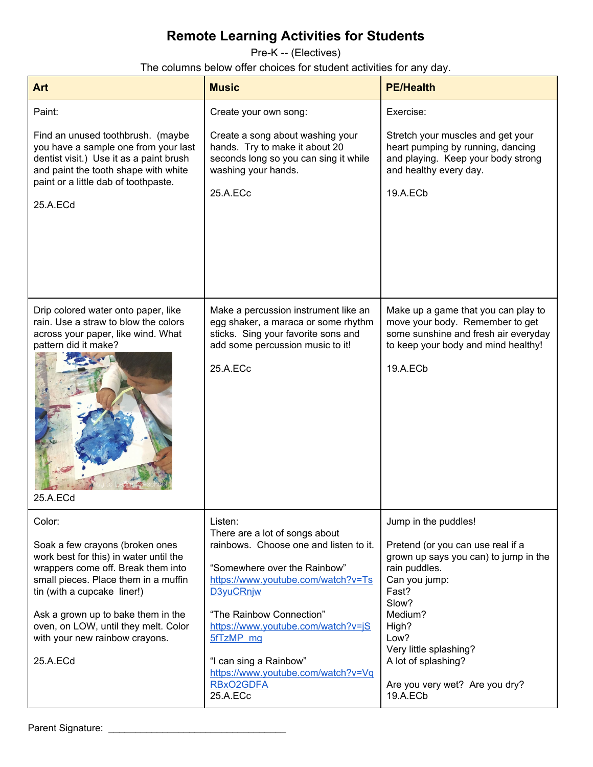# Remote Learning Activities for Students

Pre-K -- (Electives)

The columns below offer choices for student activities for any day.

| Art | Music | PE/Health |
|---|---|---|
| Paint:<br><br>Find an unused toothbrush. (maybe you have a sample one from your last dentist visit.) Use it as a paint brush and paint the tooth shape with white paint or a little dab of toothpaste.<br><br>25.A.ECd | Create your own song:<br><br>Create a song about washing your hands. Try to make it about 20 seconds long so you can sing it while washing your hands.<br><br>25.A.ECc | Exercise:<br><br>Stretch your muscles and get your heart pumping by running, dancing and playing. Keep your body strong and healthy every day.<br><br>19.A.ECb |
| Drip colored water onto paper, like rain. Use a straw to blow the colors across your paper, like wind. What pattern did it make?<br><br>25.A.ECd | Make a percussion instrument like an egg shaker, a maraca or some rhythm sticks. Sing your favorite sons and add some percussion music to it!<br><br>25.A.ECc | Make up a game that you can play to move your body. Remember to get some sunshine and fresh air everyday to keep your body and mind healthy!<br><br>19.A.ECb |
| Color:<br><br>Soak a few crayons (broken ones work best for this) in water until the wrappers come off. Break them into small pieces. Place them in a muffin tin (with a cupcake liner!)<br><br>Ask a grown up to bake them in the oven, on LOW, until they melt. Color with your new rainbow crayons.<br><br>25.A.ECd | Listen:<br>There are a lot of songs about rainbows. Choose one and listen to it.<br><br>"Somewhere over the Rainbow"<br>https://www.youtube.com/watch?v=TsD3yuCRnjw<br><br>"The Rainbow Connection"<br>https://www.youtube.com/watch?v=jS5fTzMP_mg<br><br>"I can sing a Rainbow"<br>https://www.youtube.com/watch?v=VqRBxO2GDFA<br>25.A.ECc | Jump in the puddles!<br><br>Pretend (or you can use real if a grown up says you can) to jump in the rain puddles.<br>Can you jump:<br>Fast?<br>Slow?<br>Medium?<br>High?<br>Low?<br>Very little splashing?<br>A lot of splashing?<br><br>Are you very wet? Are you dry?<br>19.A.ECb |

Parent Signature: ________________________________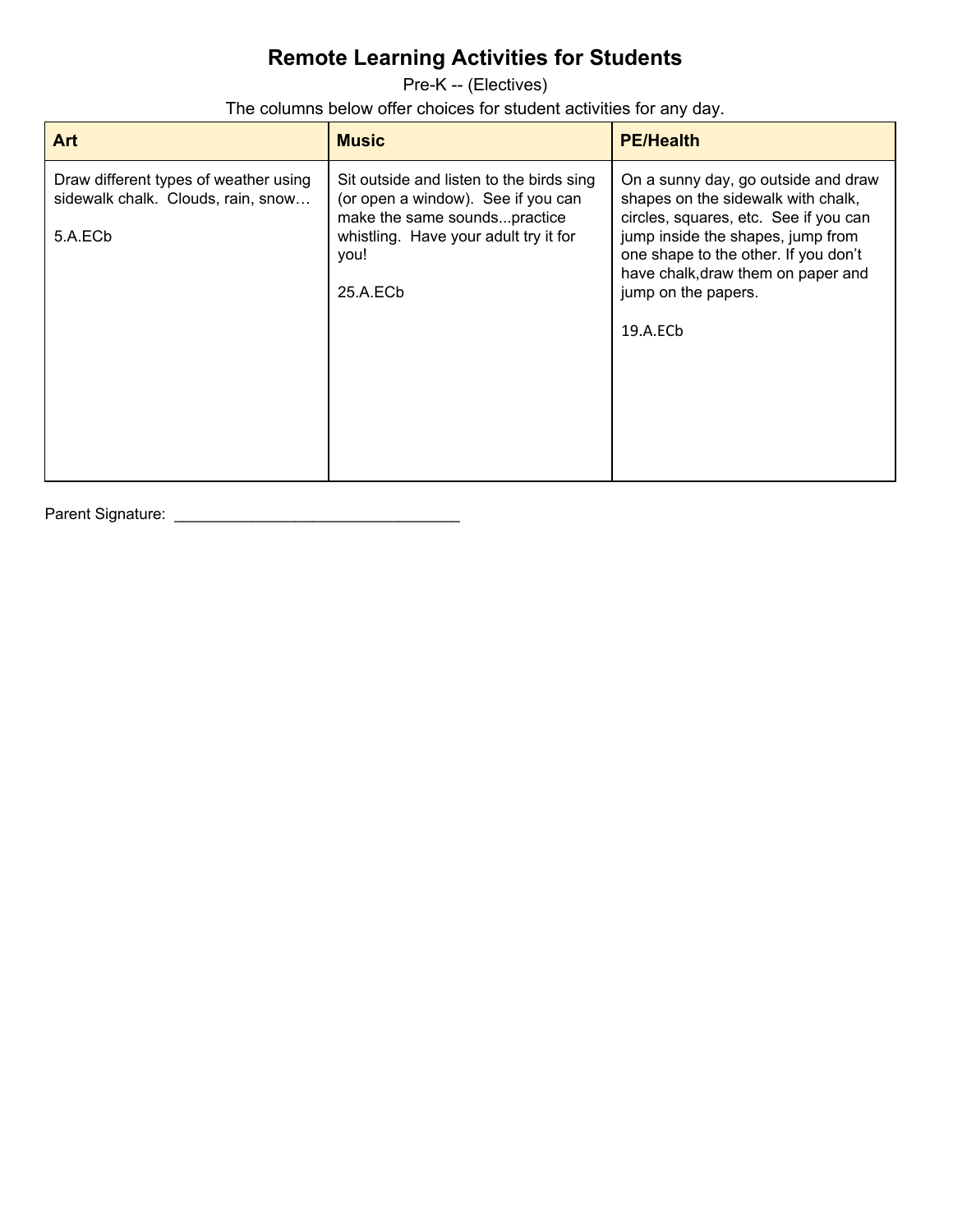# Remote Learning Activities for Students

Pre-K -- (Electives)

The columns below offer choices for student activities for any day.

| Art | Music | PE/Health |
|---|---|---|
| Draw different types of weather using sidewalk chalk. Clouds, rain, snow…<br><br>5.A.ECb | Sit outside and listen to the birds sing (or open a window). See if you can make the same sounds...practice whistling. Have your adult try it for you!<br><br>25.A.ECb | On a sunny day, go outside and draw shapes on the sidewalk with chalk, circles, squares, etc. See if you can jump inside the shapes, jump from one shape to the other. If you don't have chalk,draw them on paper and jump on the papers.<br><br>19.A.ECb |

Parent Signature: ________________________________